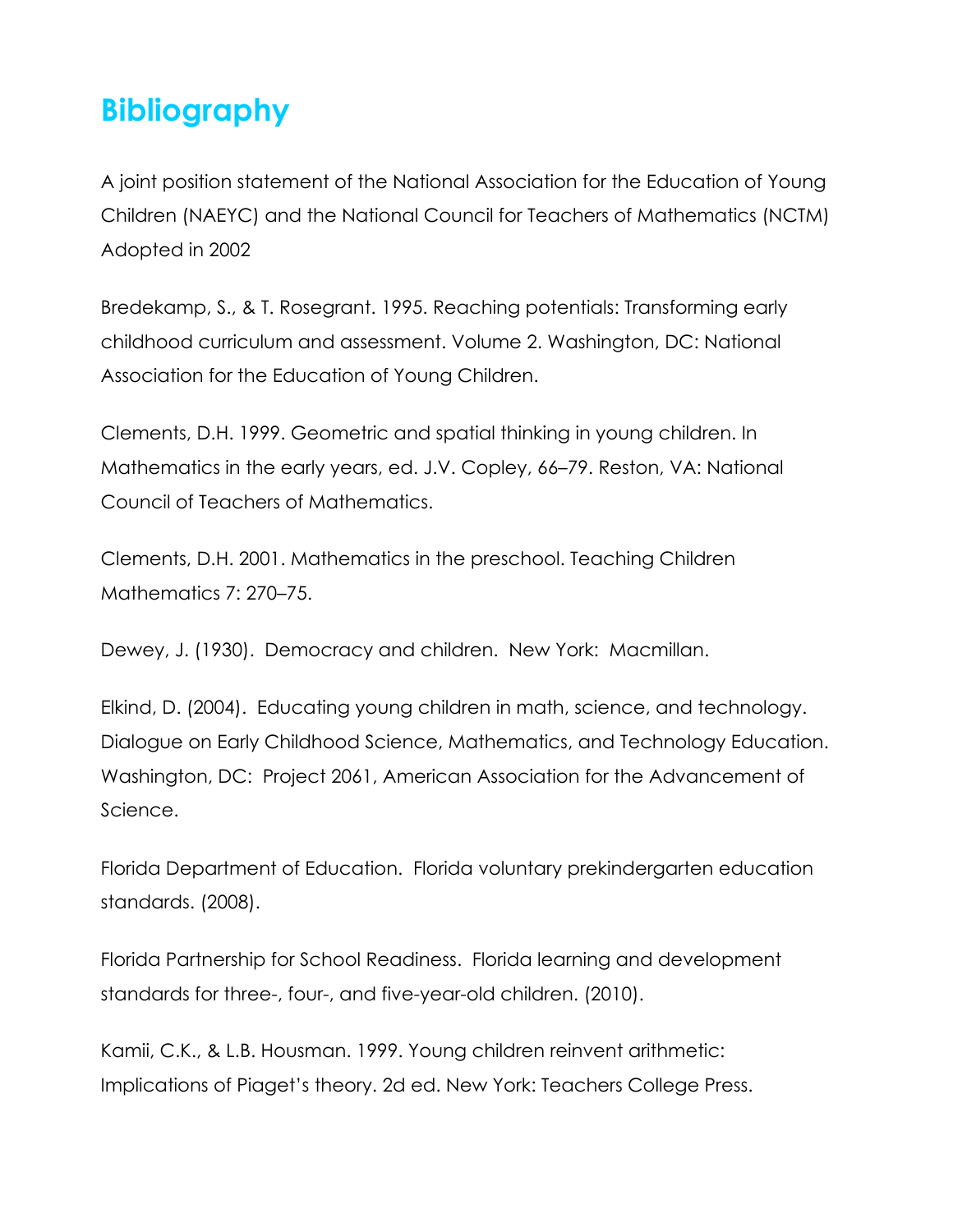# Bibliography

A joint position statement of the National Association for the Education of Young Children (NAEYC) and the National Council for Teachers of Mathematics (NCTM) Adopted in 2002

Bredekamp, S., & T. Rosegrant. 1995. Reaching potentials: Transforming early childhood curriculum and assessment. Volume 2. Washington, DC: National Association for the Education of Young Children.

Clements, D.H. 1999. Geometric and spatial thinking in young children. In Mathematics in the early years, ed. J.V. Copley, 66–79. Reston, VA: National Council of Teachers of Mathematics.

Clements, D.H. 2001. Mathematics in the preschool. Teaching Children Mathematics 7: 270–75.

Dewey, J. (1930). Democracy and children. New York: Macmillan.

Elkind, D. (2004). Educating young children in math, science, and technology. Dialogue on Early Childhood Science, Mathematics, and Technology Education. Washington, DC: Project 2061, American Association for the Advancement of Science.

Florida Department of Education. Florida voluntary prekindergarten education standards. (2008).

Florida Partnership for School Readiness. Florida learning and development standards for three-, four-, and five-year-old children. (2010).

Kamii, C.K., & L.B. Housman. 1999. Young children reinvent arithmetic: Implications of Piaget's theory. 2d ed. New York: Teachers College Press.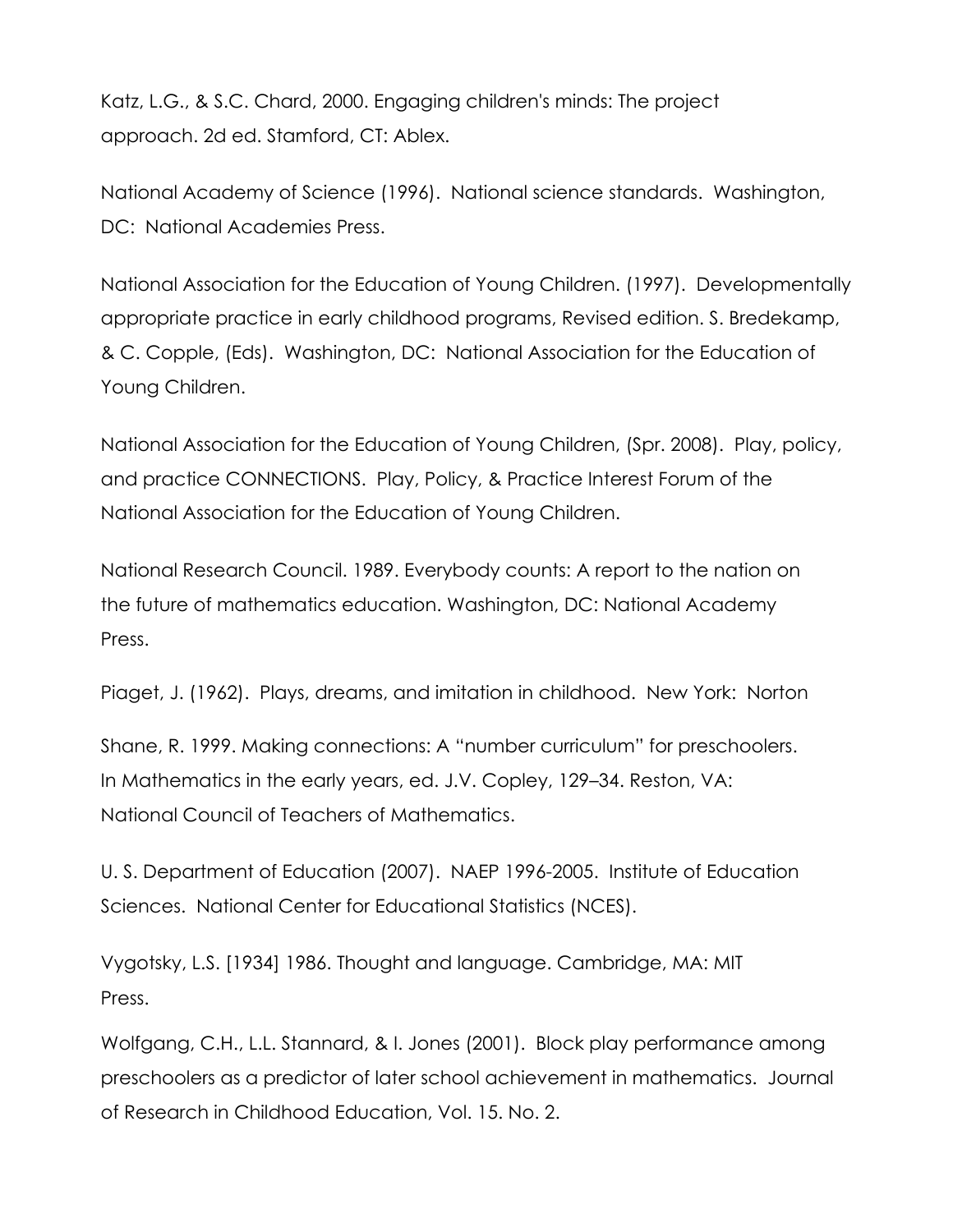Katz, L.G., & S.C. Chard, 2000. Engaging children's minds: The project approach. 2d ed. Stamford, CT: Ablex.

National Academy of Science (1996). National science standards. Washington, DC: National Academies Press.

National Association for the Education of Young Children. (1997). Developmentally appropriate practice in early childhood programs, Revised edition. S. Bredekamp, & C. Copple, (Eds). Washington, DC: National Association for the Education of Young Children.

National Association for the Education of Young Children, (Spr. 2008). Play, policy, and practice CONNECTIONS. Play, Policy, & Practice Interest Forum of the National Association for the Education of Young Children.

National Research Council. 1989. Everybody counts: A report to the nation on the future of mathematics education. Washington, DC: National Academy Press.

Piaget, J. (1962). Plays, dreams, and imitation in childhood. New York: Norton

Shane, R. 1999. Making connections: A "number curriculum" for preschoolers. In Mathematics in the early years, ed. J.V. Copley, 129–34. Reston, VA: National Council of Teachers of Mathematics.

U. S. Department of Education (2007). NAEP 1996-2005. Institute of Education Sciences. National Center for Educational Statistics (NCES).

Vygotsky, L.S. [1934] 1986. Thought and language. Cambridge, MA: MIT Press.

Wolfgang, C.H., L.L. Stannard, & I. Jones (2001). Block play performance among preschoolers as a predictor of later school achievement in mathematics. Journal of Research in Childhood Education, Vol. 15. No. 2.